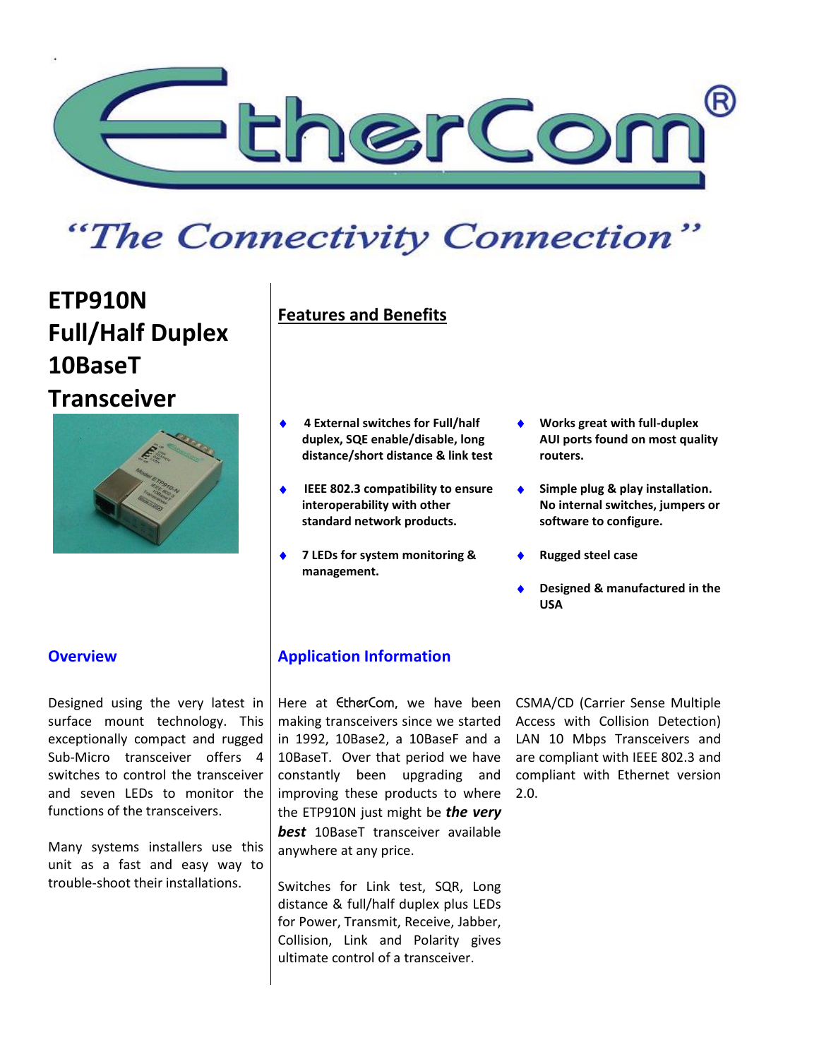# EtherCom®

*"The Connectivity Connection"*

# ETP910N Full/Half Duplex 10BaseT Transceiver

## Features and Benefits

- **4 External switches for Full/half duplex, SQE enable/disable, long distance/short distance & link test**
- **IEEE 802.3 compatibility to ensure interoperability with other standard network products.**
- **7 LEDs for system monitoring & management.**
- **Works great with full-duplex AUI ports found on most quality routers.**
- **Simple plug & play installation. No internal switches, jumpers or software to configure.**
- **Rugged steel case**
- **Designed & manufactured in the USA**

## Overview

Designed using the very latest in surface mount technology. This exceptionally compact and rugged Sub-Micro transceiver offers 4 switches to control the transceiver and seven LEDs to monitor the functions of the transceivers.

Many systems installers use this unit as a fast and easy way to trouble-shoot their installations.

## Application Information

Here at EtherCom, we have been making transceivers since we started in 1992, 10Base2, a 10BaseF and a 10BaseT. Over that period we have constantly been upgrading and improving these products to where the ETP910N just might be ***the very best*** 10BaseT transceiver available anywhere at any price.

Switches for Link test, SQR, Long distance & full/half duplex plus LEDs for Power, Transmit, Receive, Jabber, Collision, Link and Polarity gives ultimate control of a transceiver.

CSMA/CD (Carrier Sense Multiple Access with Collision Detection) LAN 10 Mbps Transceivers and are compliant with IEEE 802.3 and compliant with Ethernet version 2.0.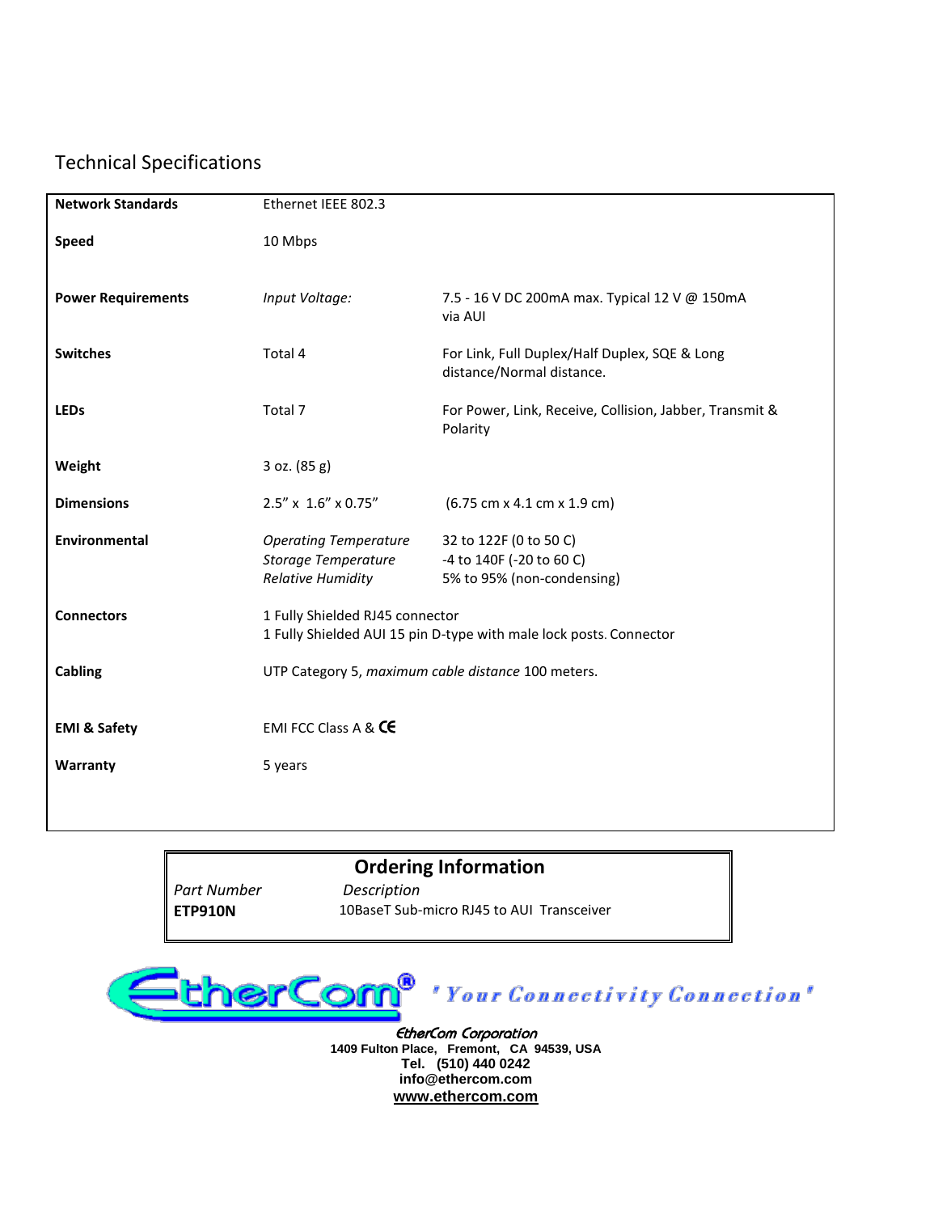## Technical Specifications

| | | |
|---|---|---|
| **Network Standards** | Ethernet IEEE 802.3 | |
| **Speed** | 10 Mbps | |
| **Power Requirements** | *Input Voltage:* | 7.5 - 16 V DC 200mA max. Typical 12 V @ 150mA via AUI |
| **Switches** | Total 4 | For Link, Full Duplex/Half Duplex, SQE & Long distance/Normal distance. |
| **LEDs** | Total 7 | For Power, Link, Receive, Collision, Jabber, Transmit & Polarity |
| **Weight** | 3 oz. (85 g) | |
| **Dimensions** | 2.5" x 1.6" x 0.75" | (6.75 cm x 4.1 cm x 1.9 cm) |
| **Environmental** | *Operating Temperature*<br>*Storage Temperature*<br>*Relative Humidity* | 32 to 122F (0 to 50 C)<br>-4 to 140F (-20 to 60 C)<br>5% to 95% (non-condensing) |
| **Connectors** | 1 Fully Shielded RJ45 connector<br>1 Fully Shielded AUI 15 pin D-type with male lock posts. Connector | |
| **Cabling** | UTP Category 5, *maximum cable distance* 100 meters. | |
| **EMI & Safety** | EMI FCC Class A & CE | |
| **Warranty** | 5 years | |

## Ordering Information

| *Part Number* | *Description* |
|---|---|
| **ETP910N** | 10BaseT Sub-micro RJ45 to AUI Transceiver |

EtherCom® *"Your Connectivity Connection"*

*EtherCom Corporation*
**1409 Fulton Place, Fremont, CA 94539, USA**
**Tel. (510) 440 0242**
**info@ethercom.com**
**www.ethercom.com**